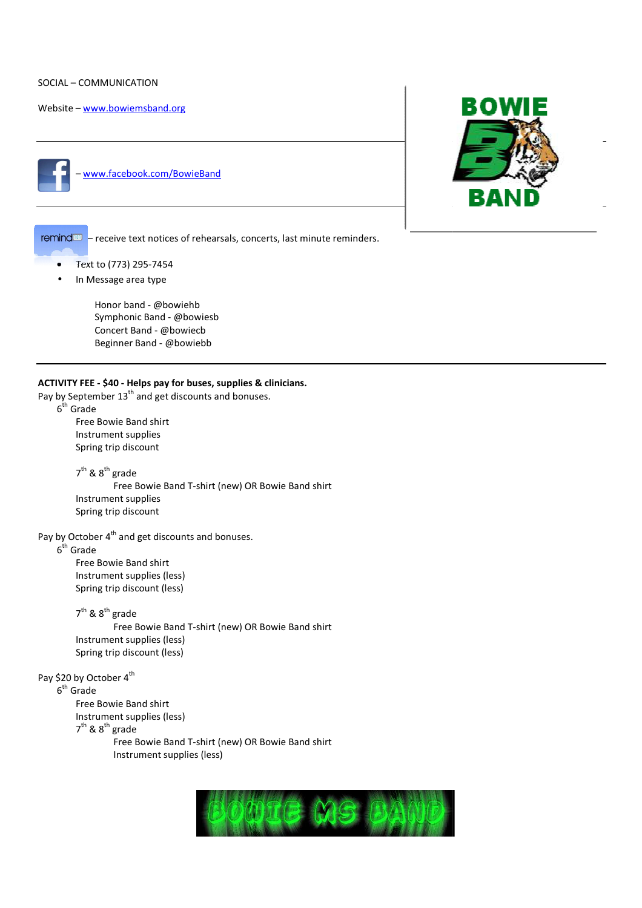SOCIAL – COMMUNICATION

Website – www.bowiemsband.org

– www.facebook.com/BowieBand

remind – receive text notices of rehearsals, concerts, last minute reminders.

- Text to (773) 295-7454
- In Message area type

  Honor band - @bowiehb
  Symphonic Band - @bowiesb
  Concert Band - @bowiecb
  Beginner Band - @bowiebb

---

**ACTIVITY FEE - $40 - Helps pay for buses, supplies & clinicians.**

Pay by September 13th and get discounts and bonuses.

- 6th Grade
  - Free Bowie Band shirt
  - Instrument supplies
  - Spring trip discount
- 7th & 8th grade
  - Free Bowie Band T-shirt (new) OR Bowie Band shirt
  - Instrument supplies
  - Spring trip discount

Pay by October 4th and get discounts and bonuses.

- 6th Grade
  - Free Bowie Band shirt
  - Instrument supplies (less)
  - Spring trip discount (less)
- 7th & 8th grade
  - Free Bowie Band T-shirt (new) OR Bowie Band shirt
  - Instrument supplies (less)
  - Spring trip discount (less)

Pay $20 by October 4th

- 6th Grade
  - Free Bowie Band shirt
  - Instrument supplies (less)
- 7th & 8th grade
  - Free Bowie Band T-shirt (new) OR Bowie Band shirt
  - Instrument supplies (less)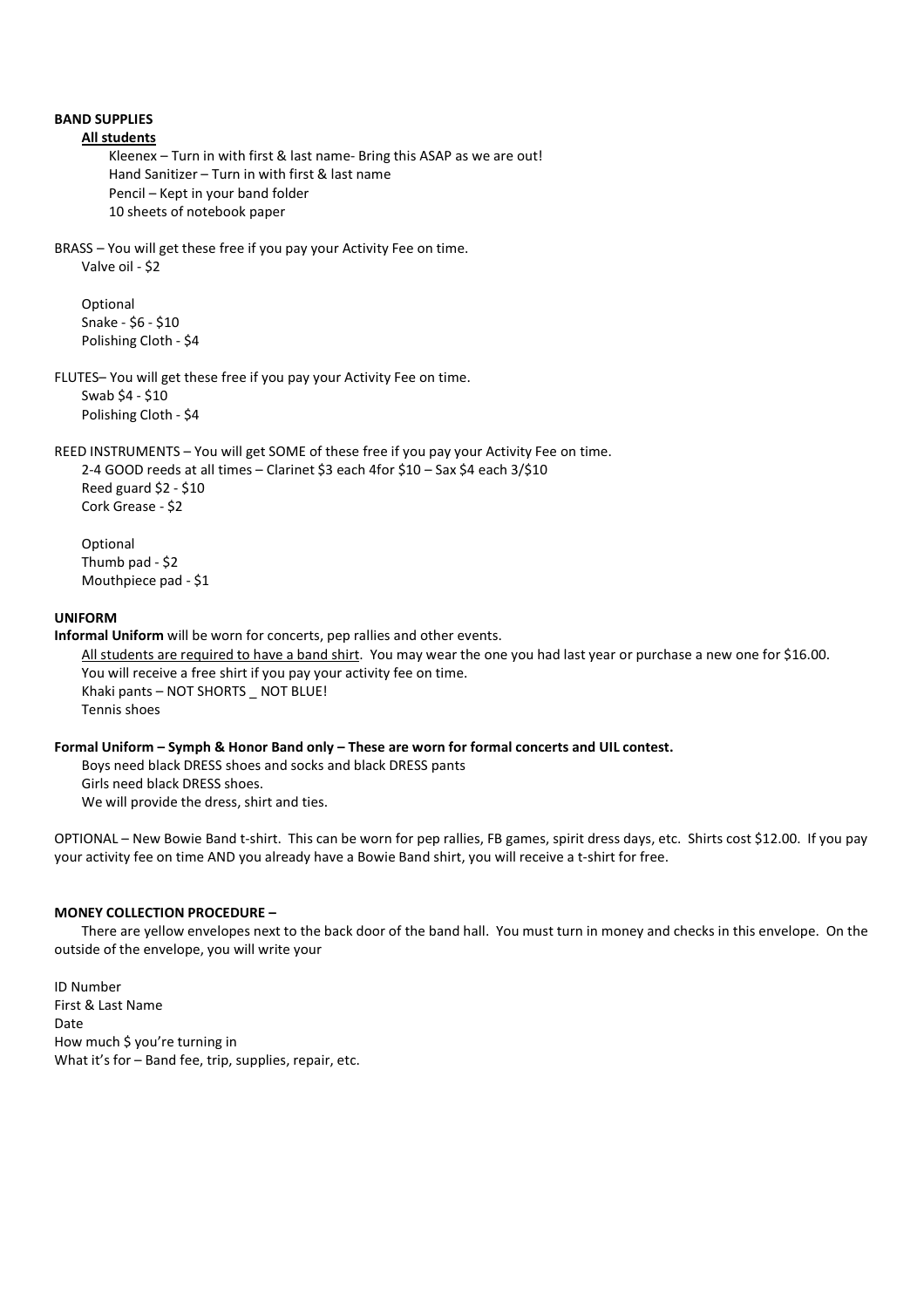**BAND SUPPLIES**

**All students**

- Kleenex – Turn in with first & last name- Bring this ASAP as we are out!
- Hand Sanitizer – Turn in with first & last name
- Pencil – Kept in your band folder
- 10 sheets of notebook paper

BRASS – You will get these free if you pay your Activity Fee on time.

Valve oil - $2

Optional
Snake - $6 - $10
Polishing Cloth - $4

FLUTES– You will get these free if you pay your Activity Fee on time.

Swab $4 - $10
Polishing Cloth - $4

REED INSTRUMENTS – You will get SOME of these free if you pay your Activity Fee on time.

2-4 GOOD reeds at all times – Clarinet $3 each 4for $10 – Sax $4 each 3/$10
Reed guard $2 - $10
Cork Grease - $2

Optional
Thumb pad - $2
Mouthpiece pad - $1

**UNIFORM**

**Informal Uniform** will be worn for concerts, pep rallies and other events.

All students are required to have a band shirt. You may wear the one you had last year or purchase a new one for $16.00.
You will receive a free shirt if you pay your activity fee on time.
Khaki pants – NOT SHORTS _ NOT BLUE!
Tennis shoes

**Formal Uniform – Symph & Honor Band only – These are worn for formal concerts and UIL contest.**

Boys need black DRESS shoes and socks and black DRESS pants
Girls need black DRESS shoes.
We will provide the dress, shirt and ties.

OPTIONAL – New Bowie Band t-shirt. This can be worn for pep rallies, FB games, spirit dress days, etc. Shirts cost $12.00. If you pay your activity fee on time AND you already have a Bowie Band shirt, you will receive a t-shirt for free.

**MONEY COLLECTION PROCEDURE –**

There are yellow envelopes next to the back door of the band hall. You must turn in money and checks in this envelope. On the outside of the envelope, you will write your

ID Number
First & Last Name
Date
How much $ you're turning in
What it's for – Band fee, trip, supplies, repair, etc.